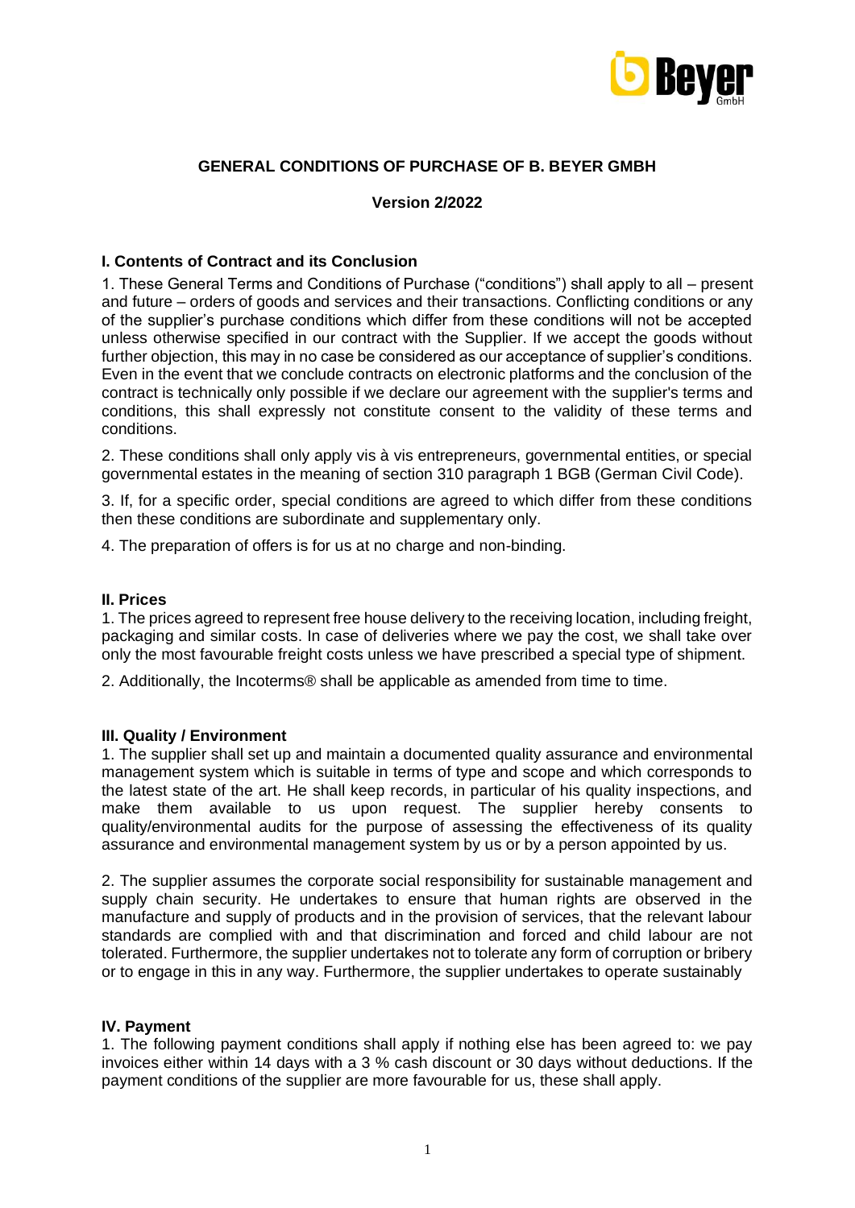# GENERAL CONDITIONS OF PURCHASE OF B. BEYER GMBH

**Version 2/2022**

## I. Contents of Contract and its Conclusion

1. These General Terms and Conditions of Purchase ("conditions") shall apply to all – present and future – orders of goods and services and their transactions. Conflicting conditions or any of the supplier's purchase conditions which differ from these conditions will not be accepted unless otherwise specified in our contract with the Supplier. If we accept the goods without further objection, this may in no case be considered as our acceptance of supplier's conditions. Even in the event that we conclude contracts on electronic platforms and the conclusion of the contract is technically only possible if we declare our agreement with the supplier's terms and conditions, this shall expressly not constitute consent to the validity of these terms and conditions.

2. These conditions shall only apply vis à vis entrepreneurs, governmental entities, or special governmental estates in the meaning of section 310 paragraph 1 BGB (German Civil Code).

3. If, for a specific order, special conditions are agreed to which differ from these conditions then these conditions are subordinate and supplementary only.

4. The preparation of offers is for us at no charge and non-binding.

## II. Prices

1. The prices agreed to represent free house delivery to the receiving location, including freight, packaging and similar costs. In case of deliveries where we pay the cost, we shall take over only the most favourable freight costs unless we have prescribed a special type of shipment.

2. Additionally, the Incoterms® shall be applicable as amended from time to time.

## III. Quality / Environment

1. The supplier shall set up and maintain a documented quality assurance and environmental management system which is suitable in terms of type and scope and which corresponds to the latest state of the art. He shall keep records, in particular of his quality inspections, and make them available to us upon request. The supplier hereby consents to quality/environmental audits for the purpose of assessing the effectiveness of its quality assurance and environmental management system by us or by a person appointed by us.

2. The supplier assumes the corporate social responsibility for sustainable management and supply chain security. He undertakes to ensure that human rights are observed in the manufacture and supply of products and in the provision of services, that the relevant labour standards are complied with and that discrimination and forced and child labour are not tolerated. Furthermore, the supplier undertakes not to tolerate any form of corruption or bribery or to engage in this in any way. Furthermore, the supplier undertakes to operate sustainably

## IV. Payment

1. The following payment conditions shall apply if nothing else has been agreed to: we pay invoices either within 14 days with a 3 % cash discount or 30 days without deductions. If the payment conditions of the supplier are more favourable for us, these shall apply.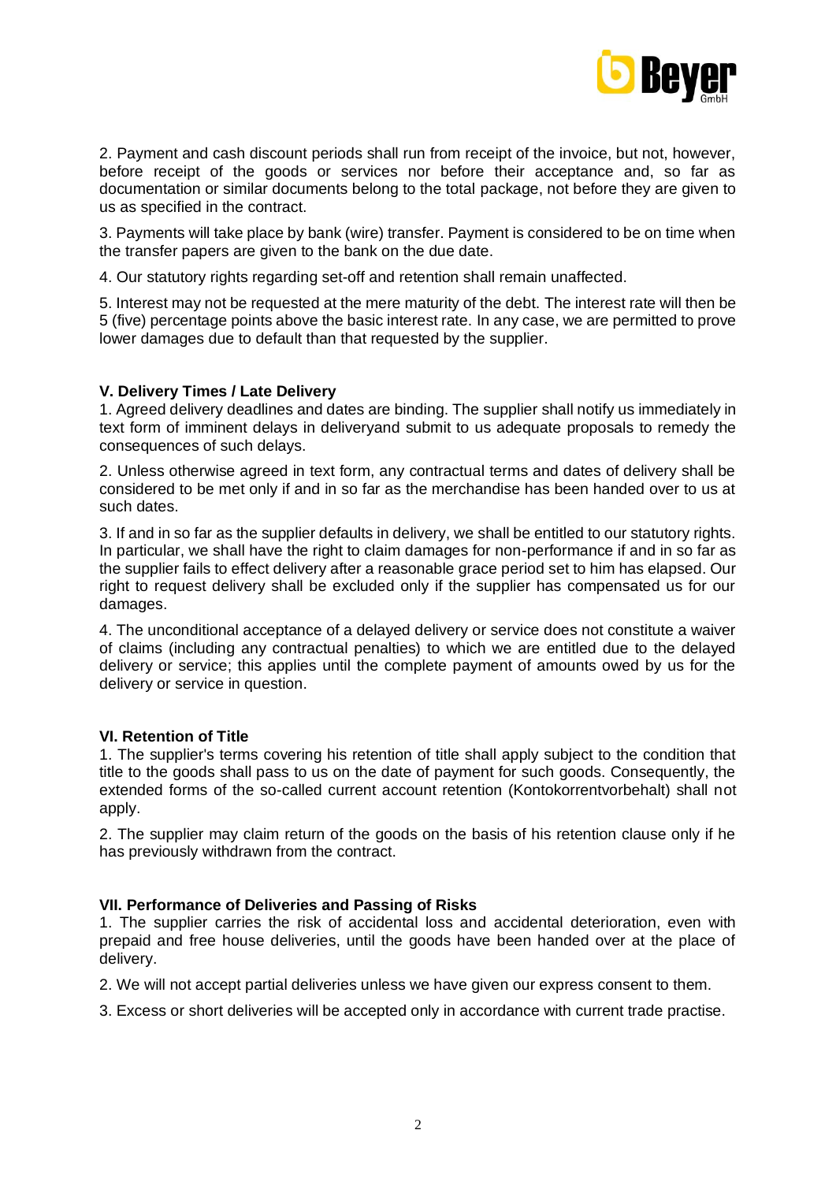2. Payment and cash discount periods shall run from receipt of the invoice, but not, however, before receipt of the goods or services nor before their acceptance and, so far as documentation or similar documents belong to the total package, not before they are given to us as specified in the contract.

3. Payments will take place by bank (wire) transfer. Payment is considered to be on time when the transfer papers are given to the bank on the due date.

4. Our statutory rights regarding set-off and retention shall remain unaffected.

5. Interest may not be requested at the mere maturity of the debt. The interest rate will then be 5 (five) percentage points above the basic interest rate. In any case, we are permitted to prove lower damages due to default than that requested by the supplier.

**V. Delivery Times / Late Delivery**

1. Agreed delivery deadlines and dates are binding. The supplier shall notify us immediately in text form of imminent delays in deliveryand submit to us adequate proposals to remedy the consequences of such delays.

2. Unless otherwise agreed in text form, any contractual terms and dates of delivery shall be considered to be met only if and in so far as the merchandise has been handed over to us at such dates.

3. If and in so far as the supplier defaults in delivery, we shall be entitled to our statutory rights. In particular, we shall have the right to claim damages for non-performance if and in so far as the supplier fails to effect delivery after a reasonable grace period set to him has elapsed. Our right to request delivery shall be excluded only if the supplier has compensated us for our damages.

4. The unconditional acceptance of a delayed delivery or service does not constitute a waiver of claims (including any contractual penalties) to which we are entitled due to the delayed delivery or service; this applies until the complete payment of amounts owed by us for the delivery or service in question.

**VI. Retention of Title**

1. The supplier's terms covering his retention of title shall apply subject to the condition that title to the goods shall pass to us on the date of payment for such goods. Consequently, the extended forms of the so-called current account retention (Kontokorrentvorbehalt) shall not apply.

2. The supplier may claim return of the goods on the basis of his retention clause only if he has previously withdrawn from the contract.

**VII. Performance of Deliveries and Passing of Risks**

1. The supplier carries the risk of accidental loss and accidental deterioration, even with prepaid and free house deliveries, until the goods have been handed over at the place of delivery.

2. We will not accept partial deliveries unless we have given our express consent to them.

3. Excess or short deliveries will be accepted only in accordance with current trade practise.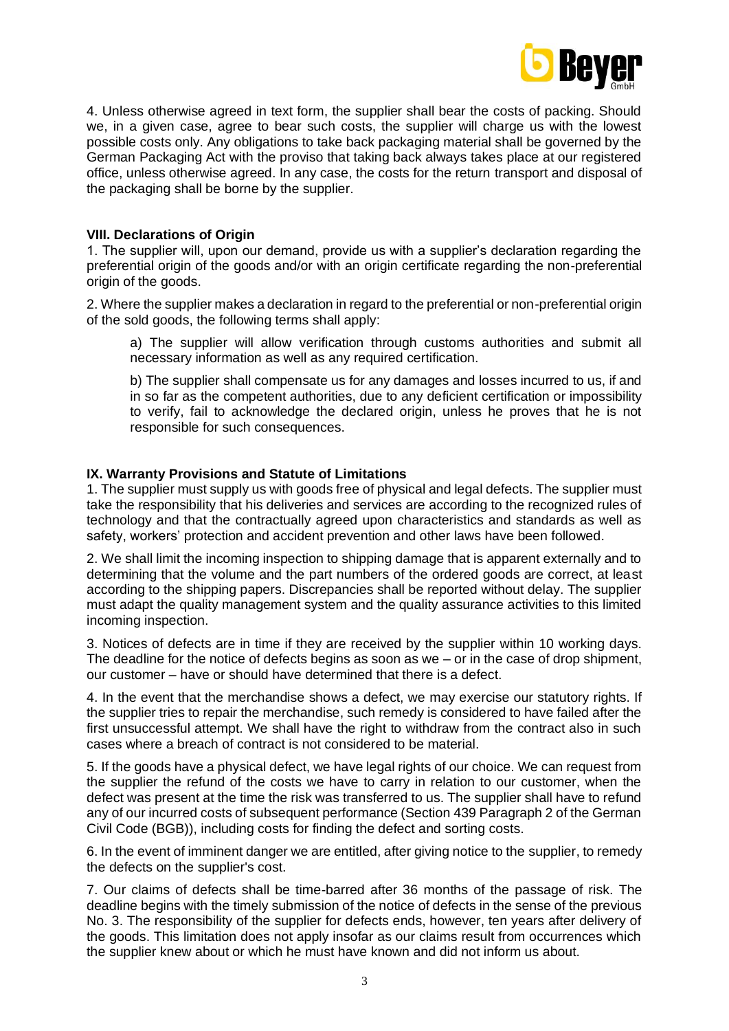4. Unless otherwise agreed in text form, the supplier shall bear the costs of packing. Should we, in a given case, agree to bear such costs, the supplier will charge us with the lowest possible costs only. Any obligations to take back packaging material shall be governed by the German Packaging Act with the proviso that taking back always takes place at our registered office, unless otherwise agreed. In any case, the costs for the return transport and disposal of the packaging shall be borne by the supplier.

**VIII. Declarations of Origin**

1. The supplier will, upon our demand, provide us with a supplier's declaration regarding the preferential origin of the goods and/or with an origin certificate regarding the non-preferential origin of the goods.

2. Where the supplier makes a declaration in regard to the preferential or non-preferential origin of the sold goods, the following terms shall apply:

> a) The supplier will allow verification through customs authorities and submit all necessary information as well as any required certification.
>
> b) The supplier shall compensate us for any damages and losses incurred to us, if and in so far as the competent authorities, due to any deficient certification or impossibility to verify, fail to acknowledge the declared origin, unless he proves that he is not responsible for such consequences.

**IX. Warranty Provisions and Statute of Limitations**

1. The supplier must supply us with goods free of physical and legal defects. The supplier must take the responsibility that his deliveries and services are according to the recognized rules of technology and that the contractually agreed upon characteristics and standards as well as safety, workers' protection and accident prevention and other laws have been followed.

2. We shall limit the incoming inspection to shipping damage that is apparent externally and to determining that the volume and the part numbers of the ordered goods are correct, at least according to the shipping papers. Discrepancies shall be reported without delay. The supplier must adapt the quality management system and the quality assurance activities to this limited incoming inspection.

3. Notices of defects are in time if they are received by the supplier within 10 working days. The deadline for the notice of defects begins as soon as we – or in the case of drop shipment, our customer – have or should have determined that there is a defect.

4. In the event that the merchandise shows a defect, we may exercise our statutory rights. If the supplier tries to repair the merchandise, such remedy is considered to have failed after the first unsuccessful attempt. We shall have the right to withdraw from the contract also in such cases where a breach of contract is not considered to be material.

5. If the goods have a physical defect, we have legal rights of our choice. We can request from the supplier the refund of the costs we have to carry in relation to our customer, when the defect was present at the time the risk was transferred to us. The supplier shall have to refund any of our incurred costs of subsequent performance (Section 439 Paragraph 2 of the German Civil Code (BGB)), including costs for finding the defect and sorting costs.

6. In the event of imminent danger we are entitled, after giving notice to the supplier, to remedy the defects on the supplier's cost.

7. Our claims of defects shall be time-barred after 36 months of the passage of risk. The deadline begins with the timely submission of the notice of defects in the sense of the previous No. 3. The responsibility of the supplier for defects ends, however, ten years after delivery of the goods. This limitation does not apply insofar as our claims result from occurrences which the supplier knew about or which he must have known and did not inform us about.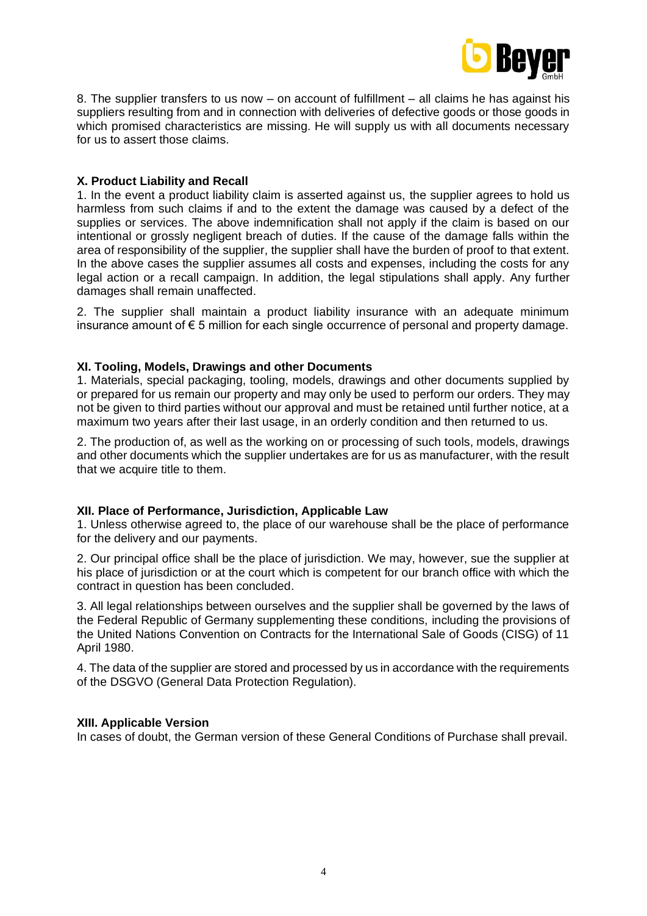8. The supplier transfers to us now – on account of fulfillment – all claims he has against his suppliers resulting from and in connection with deliveries of defective goods or those goods in which promised characteristics are missing. He will supply us with all documents necessary for us to assert those claims.

## X. Product Liability and Recall

1. In the event a product liability claim is asserted against us, the supplier agrees to hold us harmless from such claims if and to the extent the damage was caused by a defect of the supplies or services. The above indemnification shall not apply if the claim is based on our intentional or grossly negligent breach of duties. If the cause of the damage falls within the area of responsibility of the supplier, the supplier shall have the burden of proof to that extent. In the above cases the supplier assumes all costs and expenses, including the costs for any legal action or a recall campaign. In addition, the legal stipulations shall apply. Any further damages shall remain unaffected.

2. The supplier shall maintain a product liability insurance with an adequate minimum insurance amount of € 5 million for each single occurrence of personal and property damage.

## XI. Tooling, Models, Drawings and other Documents

1. Materials, special packaging, tooling, models, drawings and other documents supplied by or prepared for us remain our property and may only be used to perform our orders. They may not be given to third parties without our approval and must be retained until further notice, at a maximum two years after their last usage, in an orderly condition and then returned to us.

2. The production of, as well as the working on or processing of such tools, models, drawings and other documents which the supplier undertakes are for us as manufacturer, with the result that we acquire title to them.

## XII. Place of Performance, Jurisdiction, Applicable Law

1. Unless otherwise agreed to, the place of our warehouse shall be the place of performance for the delivery and our payments.

2. Our principal office shall be the place of jurisdiction. We may, however, sue the supplier at his place of jurisdiction or at the court which is competent for our branch office with which the contract in question has been concluded.

3. All legal relationships between ourselves and the supplier shall be governed by the laws of the Federal Republic of Germany supplementing these conditions, including the provisions of the United Nations Convention on Contracts for the International Sale of Goods (CISG) of 11 April 1980.

4. The data of the supplier are stored and processed by us in accordance with the requirements of the DSGVO (General Data Protection Regulation).

## XIII. Applicable Version

In cases of doubt, the German version of these General Conditions of Purchase shall prevail.